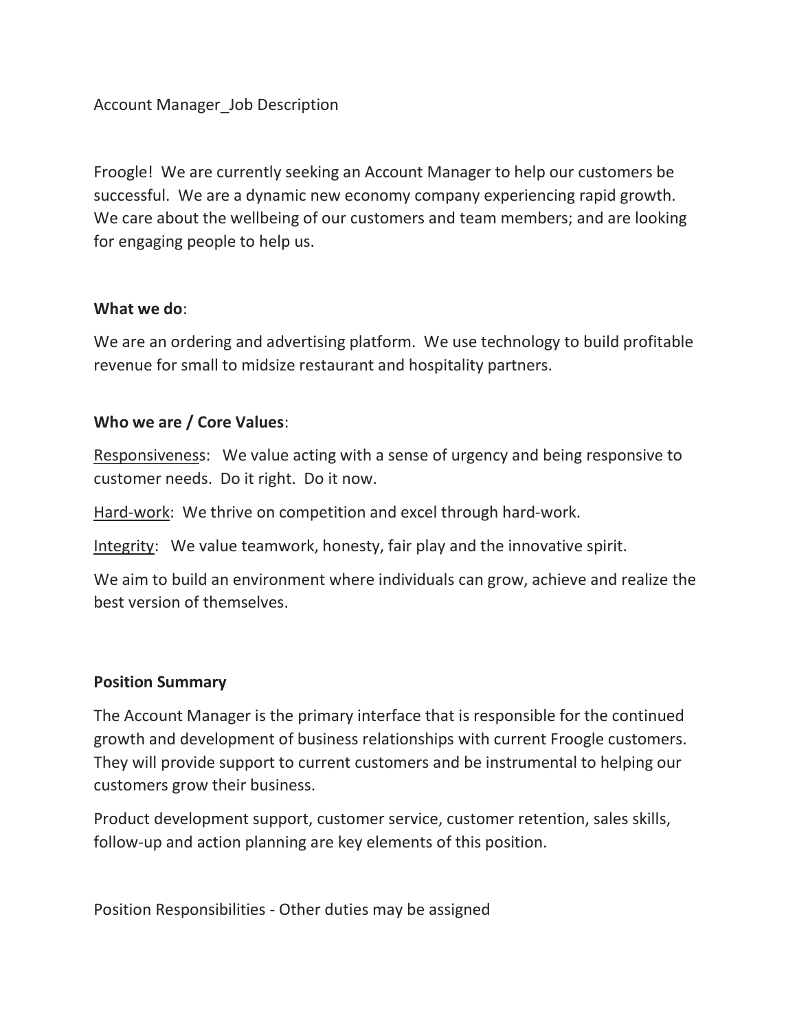Account Manager_Job Description

Froogle! We are currently seeking an Account Manager to help our customers be successful. We are a dynamic new economy company experiencing rapid growth. We care about the wellbeing of our customers and team members; and are looking for engaging people to help us.

**What we do**:

We are an ordering and advertising platform. We use technology to build profitable revenue for small to midsize restaurant and hospitality partners.

**Who we are / Core Values**:

<u>Responsiveness</u>: We value acting with a sense of urgency and being responsive to customer needs. Do it right. Do it now.

<u>Hard-work</u>: We thrive on competition and excel through hard-work.

<u>Integrity</u>: We value teamwork, honesty, fair play and the innovative spirit.

We aim to build an environment where individuals can grow, achieve and realize the best version of themselves.

**Position Summary**

The Account Manager is the primary interface that is responsible for the continued growth and development of business relationships with current Froogle customers. They will provide support to current customers and be instrumental to helping our customers grow their business.

Product development support, customer service, customer retention, sales skills, follow-up and action planning are key elements of this position.

Position Responsibilities - Other duties may be assigned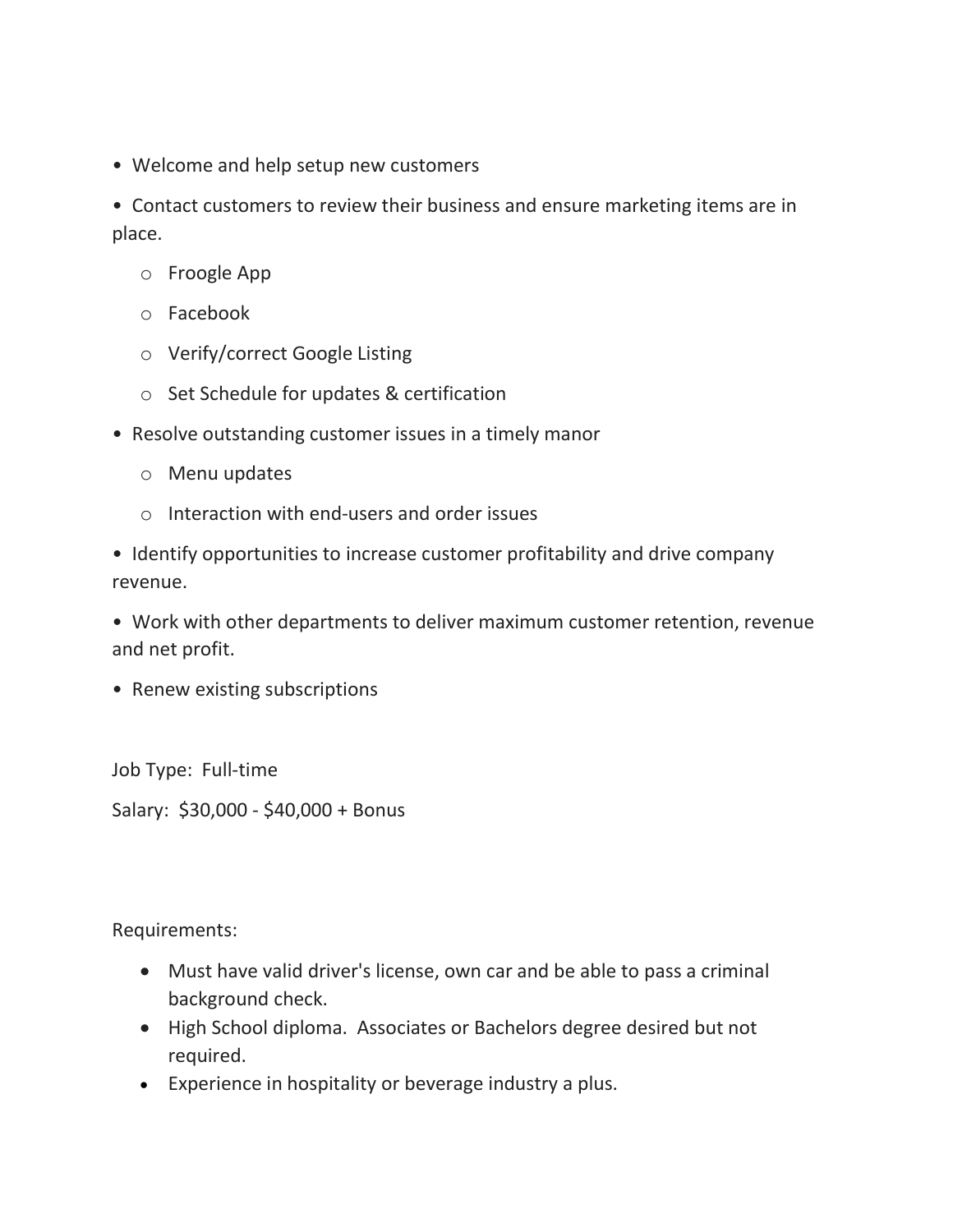- Welcome and help setup new customers
- Contact customers to review their business and ensure marketing items are in place.
  - Froogle App
  - Facebook
  - Verify/correct Google Listing
  - Set Schedule for updates & certification
- Resolve outstanding customer issues in a timely manor
  - Menu updates
  - Interaction with end-users and order issues
- Identify opportunities to increase customer profitability and drive company revenue.
- Work with other departments to deliver maximum customer retention, revenue and net profit.
- Renew existing subscriptions

Job Type: Full-time

Salary: $30,000 - $40,000 + Bonus

Requirements:

- Must have valid driver's license, own car and be able to pass a criminal background check.
- High School diploma. Associates or Bachelors degree desired but not required.
- Experience in hospitality or beverage industry a plus.